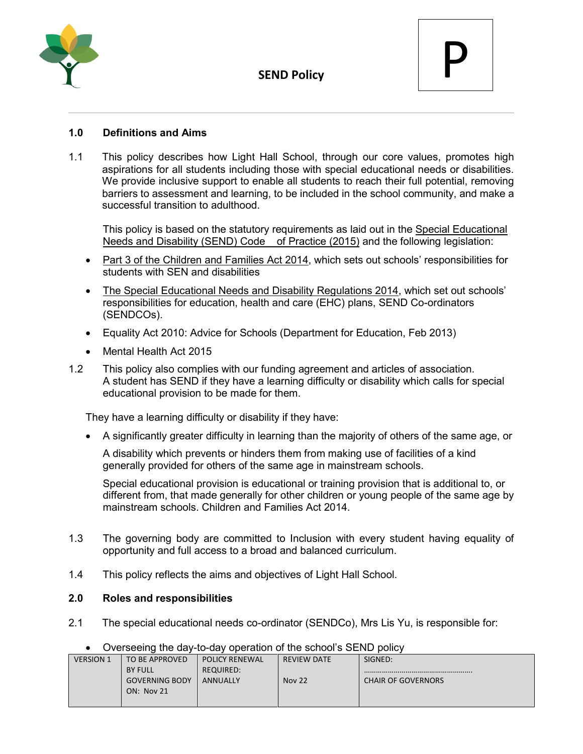# SEND Policy

P

## 1.0 Definitions and Aims

1.1 This policy describes how Light Hall School, through our core values, promotes high aspirations for all students including those with special educational needs or disabilities. We provide inclusive support to enable all students to reach their full potential, removing barriers to assessment and learning, to be included in the school community, and make a successful transition to adulthood.

This policy is based on the statutory requirements as laid out in the Special Educational Needs and Disability (SEND) Code of Practice (2015) and the following legislation:

- Part 3 of the Children and Families Act 2014, which sets out schools' responsibilities for students with SEN and disabilities
- The Special Educational Needs and Disability Regulations 2014, which set out schools' responsibilities for education, health and care (EHC) plans, SEND Co-ordinators (SENDCOs).
- Equality Act 2010: Advice for Schools (Department for Education, Feb 2013)
- Mental Health Act 2015

1.2 This policy also complies with our funding agreement and articles of association. A student has SEND if they have a learning difficulty or disability which calls for special educational provision to be made for them.

They have a learning difficulty or disability if they have:

- A significantly greater difficulty in learning than the majority of others of the same age, or

  A disability which prevents or hinders them from making use of facilities of a kind generally provided for others of the same age in mainstream schools.

  Special educational provision is educational or training provision that is additional to, or different from, that made generally for other children or young people of the same age by mainstream schools. Children and Families Act 2014.

1.3 The governing body are committed to Inclusion with every student having equality of opportunity and full access to a broad and balanced curriculum.

1.4 This policy reflects the aims and objectives of Light Hall School.

## 2.0 Roles and responsibilities

2.1 The special educational needs co-ordinator (SENDCo), Mrs Lis Yu, is responsible for:

- Overseeing the day-to-day operation of the school's SEND policy

| VERSION 1 | TO BE APPROVED BY FULL GOVERNING BODY ON: Nov 21 | POLICY RENEWAL REQUIRED: ANNUALLY | REVIEW DATE Nov 22 | SIGNED: ……………………………………………… CHAIR OF GOVERNORS |
|---|---|---|---|---|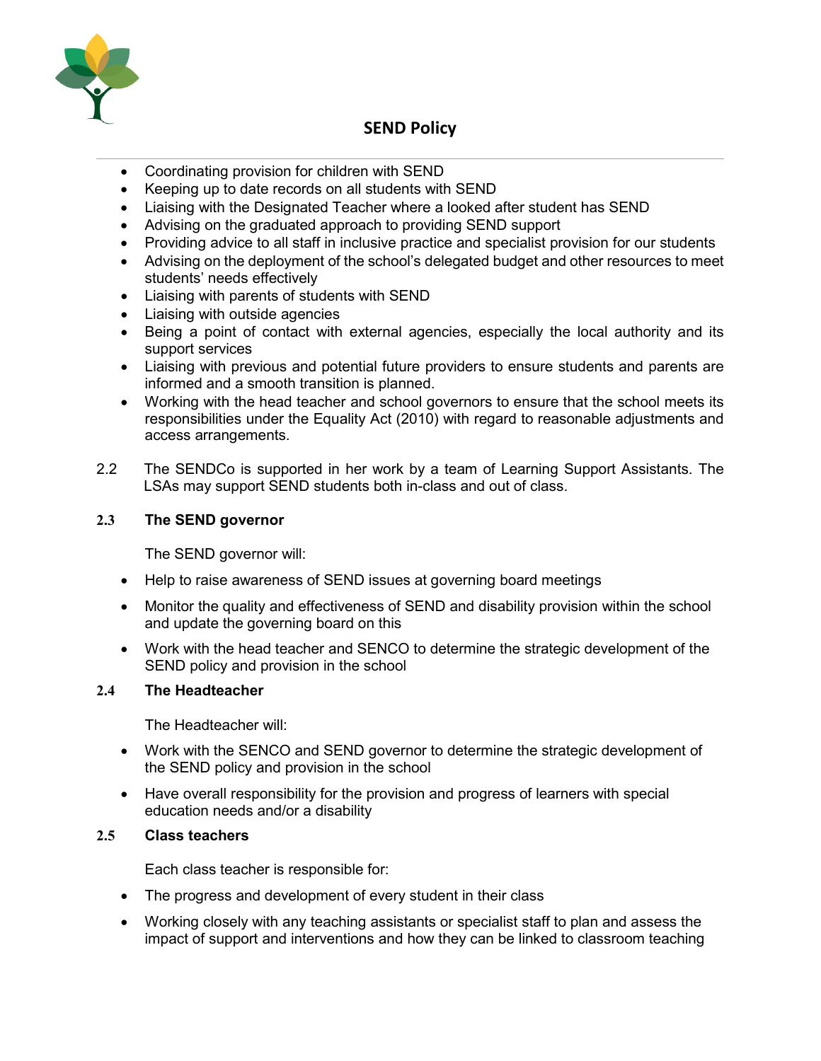- Coordinating provision for children with SEND
- Keeping up to date records on all students with SEND
- Liaising with the Designated Teacher where a looked after student has SEND
- Advising on the graduated approach to providing SEND support
- Providing advice to all staff in inclusive practice and specialist provision for our students
- Advising on the deployment of the school's delegated budget and other resources to meet students' needs effectively
- Liaising with parents of students with SEND
- Liaising with outside agencies
- Being a point of contact with external agencies, especially the local authority and its support services
- Liaising with previous and potential future providers to ensure students and parents are informed and a smooth transition is planned.
- Working with the head teacher and school governors to ensure that the school meets its responsibilities under the Equality Act (2010) with regard to reasonable adjustments and access arrangements.

2.2 The SENDCo is supported in her work by a team of Learning Support Assistants. The LSAs may support SEND students both in-class and out of class.

### 2.3 The SEND governor

The SEND governor will:

- Help to raise awareness of SEND issues at governing board meetings
- Monitor the quality and effectiveness of SEND and disability provision within the school and update the governing board on this
- Work with the head teacher and SENCO to determine the strategic development of the SEND policy and provision in the school

### 2.4 The Headteacher

The Headteacher will:

- Work with the SENCO and SEND governor to determine the strategic development of the SEND policy and provision in the school
- Have overall responsibility for the provision and progress of learners with special education needs and/or a disability

### 2.5 Class teachers

Each class teacher is responsible for:

- The progress and development of every student in their class
- Working closely with any teaching assistants or specialist staff to plan and assess the impact of support and interventions and how they can be linked to classroom teaching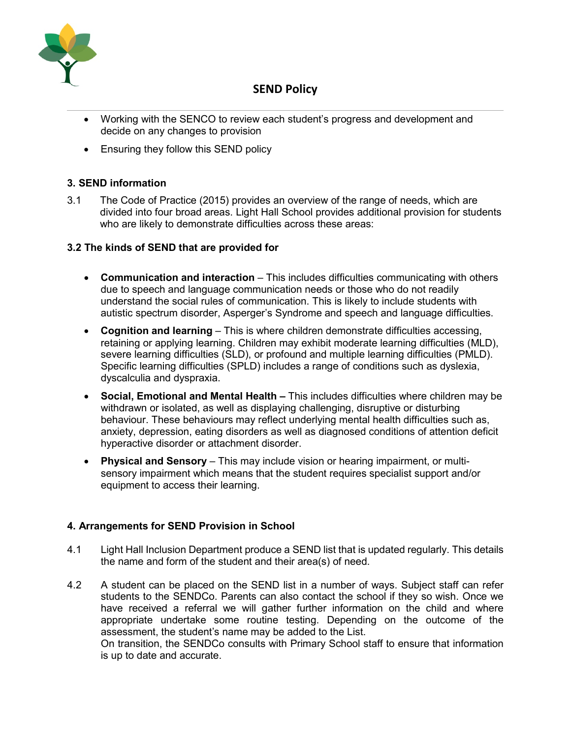- Working with the SENCO to review each student's progress and development and decide on any changes to provision
- Ensuring they follow this SEND policy

### 3. SEND information

3.1 The Code of Practice (2015) provides an overview of the range of needs, which are divided into four broad areas. Light Hall School provides additional provision for students who are likely to demonstrate difficulties across these areas:

### 3.2 The kinds of SEND that are provided for

- **Communication and interaction** – This includes difficulties communicating with others due to speech and language communication needs or those who do not readily understand the social rules of communication. This is likely to include students with autistic spectrum disorder, Asperger's Syndrome and speech and language difficulties.
- **Cognition and learning** – This is where children demonstrate difficulties accessing, retaining or applying learning. Children may exhibit moderate learning difficulties (MLD), severe learning difficulties (SLD), or profound and multiple learning difficulties (PMLD). Specific learning difficulties (SPLD) includes a range of conditions such as dyslexia, dyscalculia and dyspraxia.
- **Social, Emotional and Mental Health –** This includes difficulties where children may be withdrawn or isolated, as well as displaying challenging, disruptive or disturbing behaviour. These behaviours may reflect underlying mental health difficulties such as, anxiety, depression, eating disorders as well as diagnosed conditions of attention deficit hyperactive disorder or attachment disorder.
- **Physical and Sensory** – This may include vision or hearing impairment, or multi-sensory impairment which means that the student requires specialist support and/or equipment to access their learning.

### 4. Arrangements for SEND Provision in School

4.1 Light Hall Inclusion Department produce a SEND list that is updated regularly. This details the name and form of the student and their area(s) of need.

4.2 A student can be placed on the SEND list in a number of ways. Subject staff can refer students to the SENDCo. Parents can also contact the school if they so wish. Once we have received a referral we will gather further information on the child and where appropriate undertake some routine testing. Depending on the outcome of the assessment, the student's name may be added to the List.
On transition, the SENDCo consults with Primary School staff to ensure that information is up to date and accurate.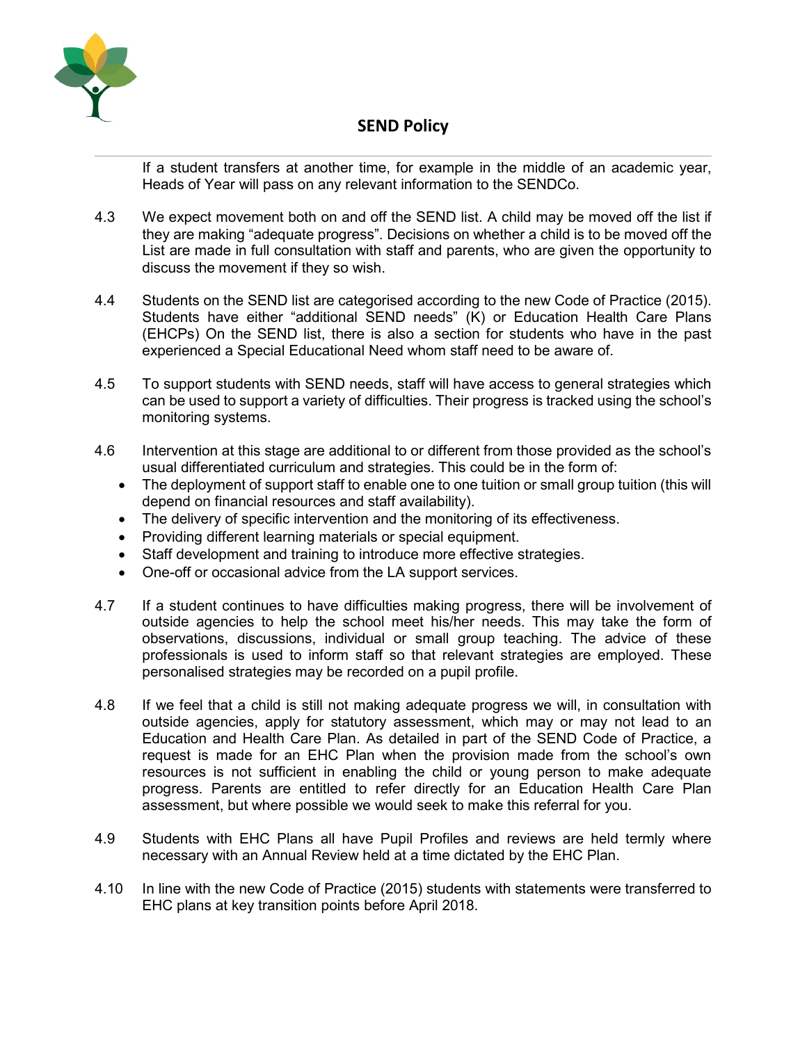If a student transfers at another time, for example in the middle of an academic year, Heads of Year will pass on any relevant information to the SENDCo.

4.3 We expect movement both on and off the SEND list. A child may be moved off the list if they are making "adequate progress". Decisions on whether a child is to be moved off the List are made in full consultation with staff and parents, who are given the opportunity to discuss the movement if they so wish.

4.4 Students on the SEND list are categorised according to the new Code of Practice (2015). Students have either "additional SEND needs" (K) or Education Health Care Plans (EHCPs) On the SEND list, there is also a section for students who have in the past experienced a Special Educational Need whom staff need to be aware of.

4.5 To support students with SEND needs, staff will have access to general strategies which can be used to support a variety of difficulties. Their progress is tracked using the school's monitoring systems.

4.6 Intervention at this stage are additional to or different from those provided as the school's usual differentiated curriculum and strategies. This could be in the form of:

- The deployment of support staff to enable one to one tuition or small group tuition (this will depend on financial resources and staff availability).
- The delivery of specific intervention and the monitoring of its effectiveness.
- Providing different learning materials or special equipment.
- Staff development and training to introduce more effective strategies.
- One-off or occasional advice from the LA support services.

4.7 If a student continues to have difficulties making progress, there will be involvement of outside agencies to help the school meet his/her needs. This may take the form of observations, discussions, individual or small group teaching. The advice of these professionals is used to inform staff so that relevant strategies are employed. These personalised strategies may be recorded on a pupil profile.

4.8 If we feel that a child is still not making adequate progress we will, in consultation with outside agencies, apply for statutory assessment, which may or may not lead to an Education and Health Care Plan. As detailed in part of the SEND Code of Practice, a request is made for an EHC Plan when the provision made from the school's own resources is not sufficient in enabling the child or young person to make adequate progress. Parents are entitled to refer directly for an Education Health Care Plan assessment, but where possible we would seek to make this referral for you.

4.9 Students with EHC Plans all have Pupil Profiles and reviews are held termly where necessary with an Annual Review held at a time dictated by the EHC Plan.

4.10 In line with the new Code of Practice (2015) students with statements were transferred to EHC plans at key transition points before April 2018.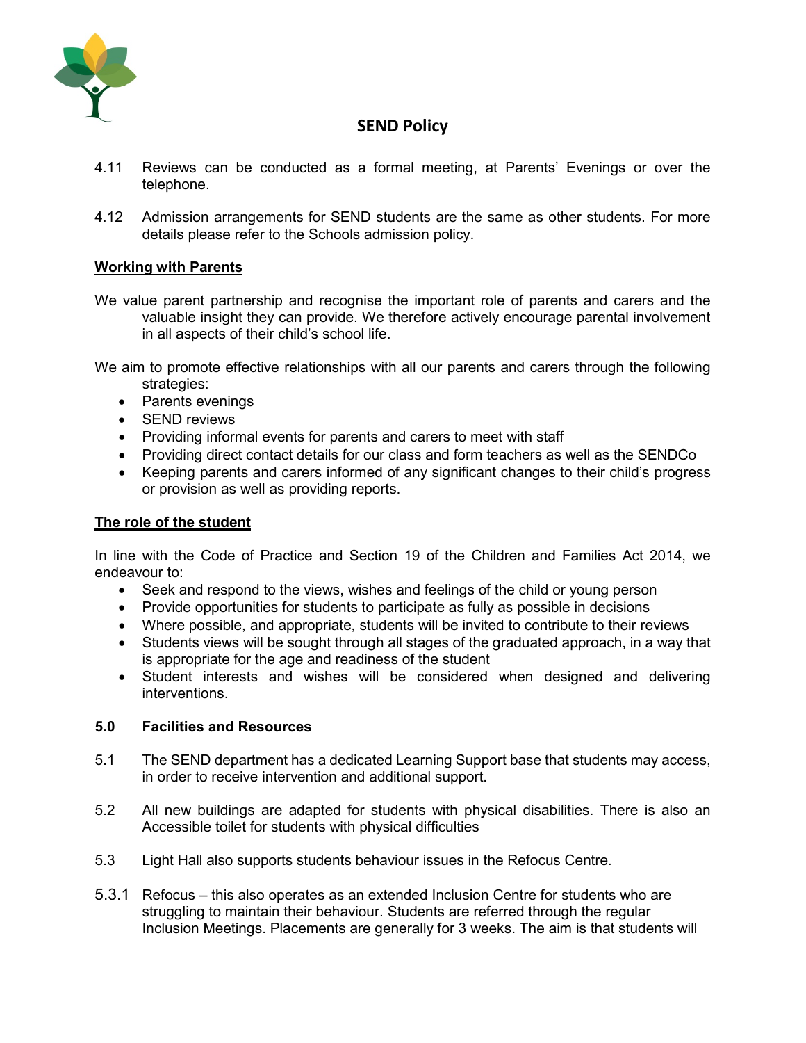4.11 Reviews can be conducted as a formal meeting, at Parents' Evenings or over the telephone.

4.12 Admission arrangements for SEND students are the same as other students. For more details please refer to the Schools admission policy.

**Working with Parents**

We value parent partnership and recognise the important role of parents and carers and the valuable insight they can provide. We therefore actively encourage parental involvement in all aspects of their child's school life.

We aim to promote effective relationships with all our parents and carers through the following strategies:

- Parents evenings
- SEND reviews
- Providing informal events for parents and carers to meet with staff
- Providing direct contact details for our class and form teachers as well as the SENDCo
- Keeping parents and carers informed of any significant changes to their child's progress or provision as well as providing reports.

**The role of the student**

In line with the Code of Practice and Section 19 of the Children and Families Act 2014, we endeavour to:

- Seek and respond to the views, wishes and feelings of the child or young person
- Provide opportunities for students to participate as fully as possible in decisions
- Where possible, and appropriate, students will be invited to contribute to their reviews
- Students views will be sought through all stages of the graduated approach, in a way that is appropriate for the age and readiness of the student
- Student interests and wishes will be considered when designed and delivering interventions.

## 5.0 Facilities and Resources

5.1 The SEND department has a dedicated Learning Support base that students may access, in order to receive intervention and additional support.

5.2 All new buildings are adapted for students with physical disabilities. There is also an Accessible toilet for students with physical difficulties

5.3 Light Hall also supports students behaviour issues in the Refocus Centre.

5.3.1 Refocus – this also operates as an extended Inclusion Centre for students who are struggling to maintain their behaviour. Students are referred through the regular Inclusion Meetings. Placements are generally for 3 weeks. The aim is that students will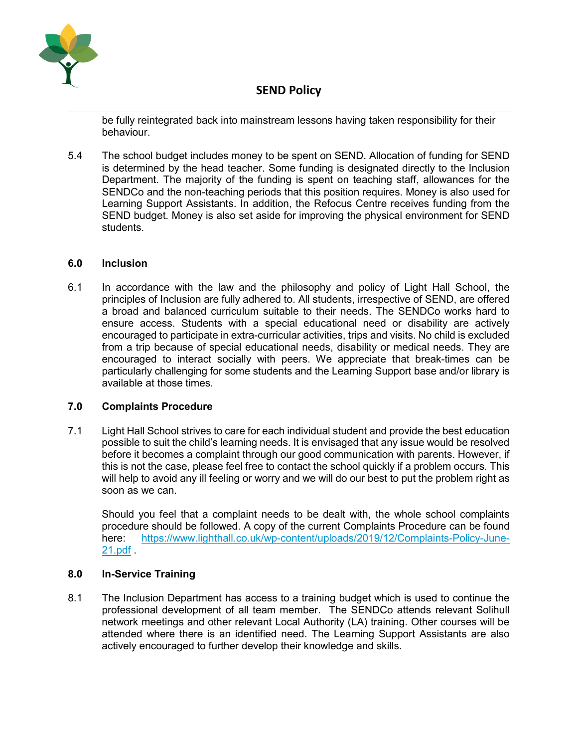be fully reintegrated back into mainstream lessons having taken responsibility for their behaviour.

5.4 The school budget includes money to be spent on SEND. Allocation of funding for SEND is determined by the head teacher. Some funding is designated directly to the Inclusion Department. The majority of the funding is spent on teaching staff, allowances for the SENDCo and the non-teaching periods that this position requires. Money is also used for Learning Support Assistants. In addition, the Refocus Centre receives funding from the SEND budget. Money is also set aside for improving the physical environment for SEND students.

## 6.0 Inclusion

6.1 In accordance with the law and the philosophy and policy of Light Hall School, the principles of Inclusion are fully adhered to. All students, irrespective of SEND, are offered a broad and balanced curriculum suitable to their needs. The SENDCo works hard to ensure access. Students with a special educational need or disability are actively encouraged to participate in extra-curricular activities, trips and visits. No child is excluded from a trip because of special educational needs, disability or medical needs. They are encouraged to interact socially with peers. We appreciate that break-times can be particularly challenging for some students and the Learning Support base and/or library is available at those times.

## 7.0 Complaints Procedure

7.1 Light Hall School strives to care for each individual student and provide the best education possible to suit the child's learning needs. It is envisaged that any issue would be resolved before it becomes a complaint through our good communication with parents. However, if this is not the case, please feel free to contact the school quickly if a problem occurs. This will help to avoid any ill feeling or worry and we will do our best to put the problem right as soon as we can.

Should you feel that a complaint needs to be dealt with, the whole school complaints procedure should be followed. A copy of the current Complaints Procedure can be found here: https://www.lighthall.co.uk/wp-content/uploads/2019/12/Complaints-Policy-June-21.pdf .

## 8.0 In-Service Training

8.1 The Inclusion Department has access to a training budget which is used to continue the professional development of all team member. The SENDCo attends relevant Solihull network meetings and other relevant Local Authority (LA) training. Other courses will be attended where there is an identified need. The Learning Support Assistants are also actively encouraged to further develop their knowledge and skills.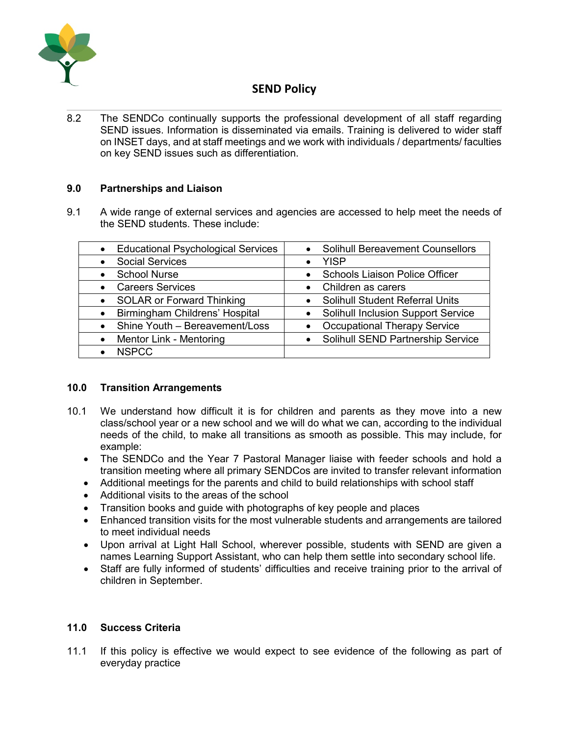8.2 The SENDCo continually supports the professional development of all staff regarding SEND issues. Information is disseminated via emails. Training is delivered to wider staff on INSET days, and at staff meetings and we work with individuals / departments/ faculties on key SEND issues such as differentiation.

## 9.0 Partnerships and Liaison

9.1 A wide range of external services and agencies are accessed to help meet the needs of the SEND students. These include:

| | |
|---|---|
| • Educational Psychological Services | • Solihull Bereavement Counsellors |
| • Social Services | • YISP |
| • School Nurse | • Schools Liaison Police Officer |
| • Careers Services | • Children as carers |
| • SOLAR or Forward Thinking | • Solihull Student Referral Units |
| • Birmingham Childrens' Hospital | • Solihull Inclusion Support Service |
| • Shine Youth – Bereavement/Loss | • Occupational Therapy Service |
| • Mentor Link - Mentoring | • Solihull SEND Partnership Service |
| • NSPCC | |

## 10.0 Transition Arrangements

10.1 We understand how difficult it is for children and parents as they move into a new class/school year or a new school and we will do what we can, according to the individual needs of the child, to make all transitions as smooth as possible. This may include, for example:

- The SENDCo and the Year 7 Pastoral Manager liaise with feeder schools and hold a transition meeting where all primary SENDCos are invited to transfer relevant information
- Additional meetings for the parents and child to build relationships with school staff
- Additional visits to the areas of the school
- Transition books and guide with photographs of key people and places
- Enhanced transition visits for the most vulnerable students and arrangements are tailored to meet individual needs
- Upon arrival at Light Hall School, wherever possible, students with SEND are given a names Learning Support Assistant, who can help them settle into secondary school life.
- Staff are fully informed of students' difficulties and receive training prior to the arrival of children in September.

## 11.0 Success Criteria

11.1 If this policy is effective we would expect to see evidence of the following as part of everyday practice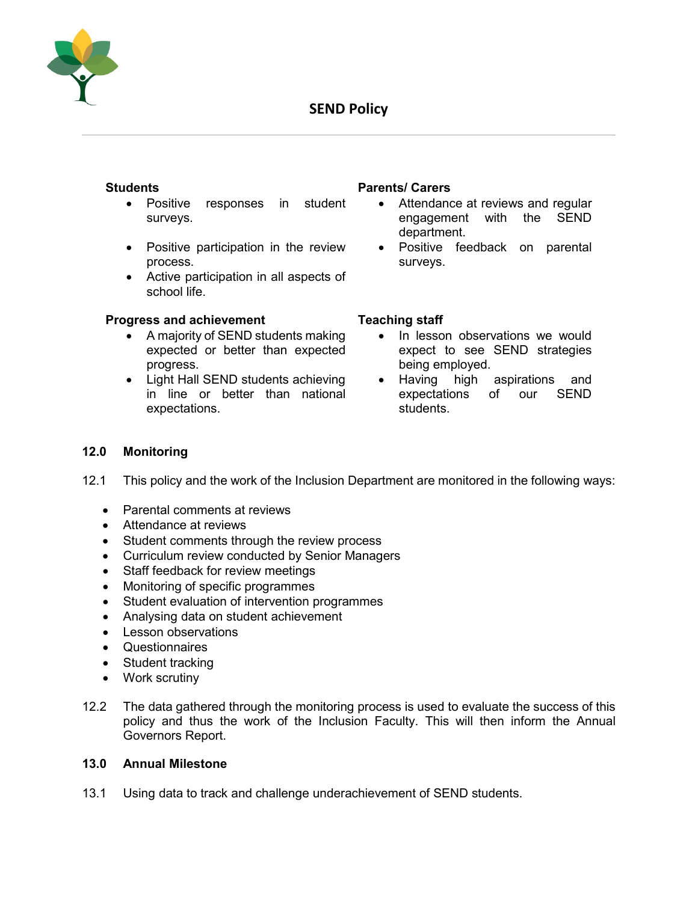**Students**

- Positive responses in student surveys.
- Positive participation in the review process.
- Active participation in all aspects of school life.

**Parents/ Carers**

- Attendance at reviews and regular engagement with the SEND department.
- Positive feedback on parental surveys.

**Progress and achievement**

- A majority of SEND students making expected or better than expected progress.
- Light Hall SEND students achieving in line or better than national expectations.

**Teaching staff**

- In lesson observations we would expect to see SEND strategies being employed.
- Having high aspirations and expectations of our SEND students.

## 12.0 Monitoring

12.1 This policy and the work of the Inclusion Department are monitored in the following ways:

- Parental comments at reviews
- Attendance at reviews
- Student comments through the review process
- Curriculum review conducted by Senior Managers
- Staff feedback for review meetings
- Monitoring of specific programmes
- Student evaluation of intervention programmes
- Analysing data on student achievement
- Lesson observations
- Questionnaires
- Student tracking
- Work scrutiny

12.2 The data gathered through the monitoring process is used to evaluate the success of this policy and thus the work of the Inclusion Faculty. This will then inform the Annual Governors Report.

## 13.0 Annual Milestone

13.1 Using data to track and challenge underachievement of SEND students.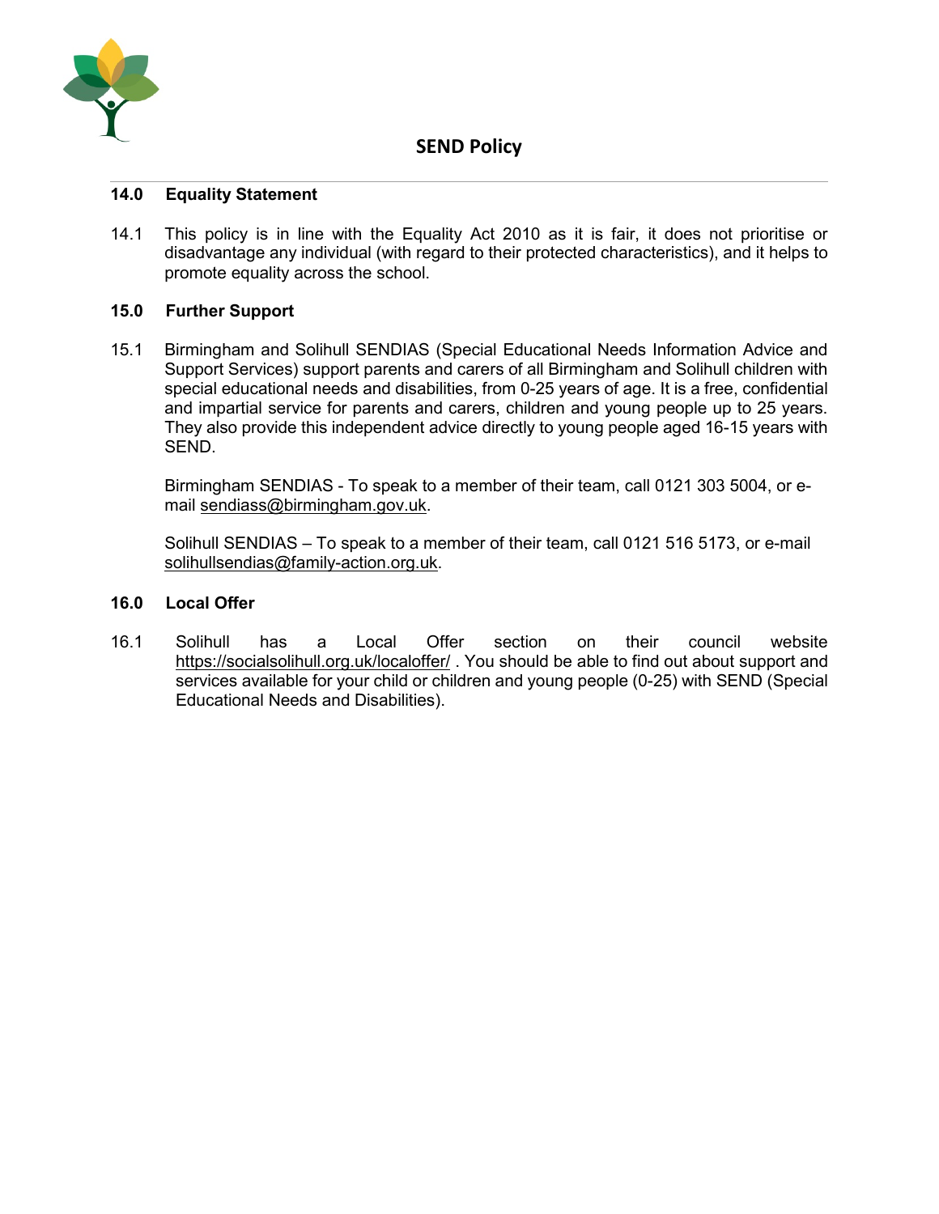## 14.0 Equality Statement

14.1 This policy is in line with the Equality Act 2010 as it is fair, it does not prioritise or disadvantage any individual (with regard to their protected characteristics), and it helps to promote equality across the school.

## 15.0 Further Support

15.1 Birmingham and Solihull SENDIAS (Special Educational Needs Information Advice and Support Services) support parents and carers of all Birmingham and Solihull children with special educational needs and disabilities, from 0-25 years of age. It is a free, confidential and impartial service for parents and carers, children and young people up to 25 years. They also provide this independent advice directly to young people aged 16-15 years with SEND.

Birmingham SENDIAS - To speak to a member of their team, call 0121 303 5004, or e-mail sendiass@birmingham.gov.uk.

Solihull SENDIAS – To speak to a member of their team, call 0121 516 5173, or e-mail solihullsendias@family-action.org.uk.

## 16.0 Local Offer

16.1 Solihull has a Local Offer section on their council website https://socialsolihull.org.uk/localoffer/ . You should be able to find out about support and services available for your child or children and young people (0-25) with SEND (Special Educational Needs and Disabilities).